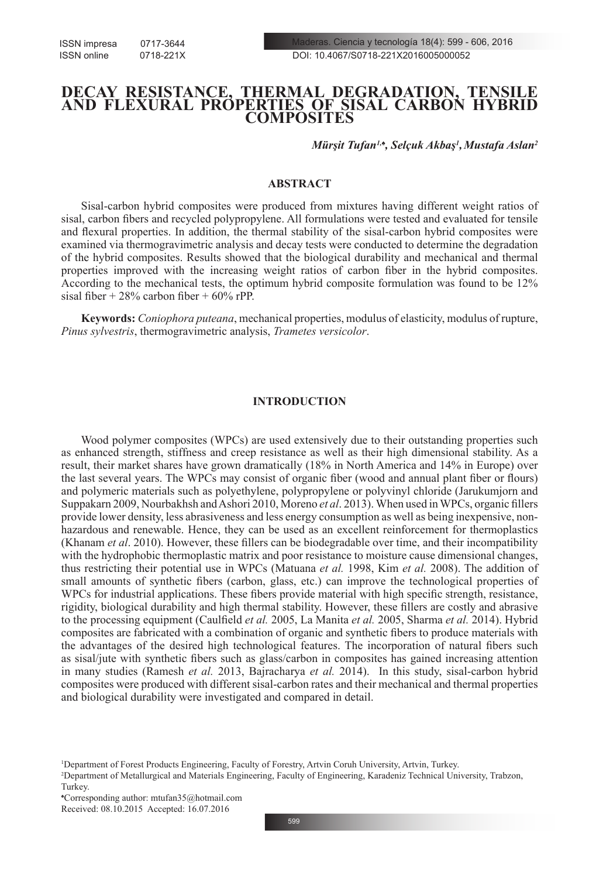ISSN impresa 0717-3644
ISSN online 0718-221X

DOI: 10.4067/S0718-221X2016005000052

# DECAY RESISTANCE, THERMAL DEGRADATION, TENSILE AND FLEXURAL PROPERTIES OF SISAL CARBON HYBRID COMPOSITES

***Mürşit Tufan[1,♠], Selçuk Akbaş[1], Mustafa Aslan[2]***

## ABSTRACT

Sisal-carbon hybrid composites were produced from mixtures having different weight ratios of sisal, carbon fibers and recycled polypropylene. All formulations were tested and evaluated for tensile and flexural properties. In addition, the thermal stability of the sisal-carbon hybrid composites were examined via thermogravimetric analysis and decay tests were conducted to determine the degradation of the hybrid composites. Results showed that the biological durability and mechanical and thermal properties improved with the increasing weight ratios of carbon fiber in the hybrid composites. According to the mechanical tests, the optimum hybrid composite formulation was found to be 12% sisal fiber + 28% carbon fiber + 60% rPP.

**Keywords:** *Coniophora puteana*, mechanical properties, modulus of elasticity, modulus of rupture, *Pinus sylvestris*, thermogravimetric analysis, *Trametes versicolor*.

## INTRODUCTION

Wood polymer composites (WPCs) are used extensively due to their outstanding properties such as enhanced strength, stiffness and creep resistance as well as their high dimensional stability. As a result, their market shares have grown dramatically (18% in North America and 14% in Europe) over the last several years. The WPCs may consist of organic fiber (wood and annual plant fiber or flours) and polymeric materials such as polyethylene, polypropylene or polyvinyl chloride (Jarukumjorn and Suppakarn 2009, Nourbakhsh and Ashori 2010, Moreno *et al*. 2013). When used in WPCs, organic fillers provide lower density, less abrasiveness and less energy consumption as well as being inexpensive, non-hazardous and renewable. Hence, they can be used as an excellent reinforcement for thermoplastics (Khanam *et al*. 2010). However, these fillers can be biodegradable over time, and their incompatibility with the hydrophobic thermoplastic matrix and poor resistance to moisture cause dimensional changes, thus restricting their potential use in WPCs (Matuana *et al.* 1998, Kim *et al.* 2008). The addition of small amounts of synthetic fibers (carbon, glass, etc.) can improve the technological properties of WPCs for industrial applications. These fibers provide material with high specific strength, resistance, rigidity, biological durability and high thermal stability. However, these fillers are costly and abrasive to the processing equipment (Caulfield *et al.* 2005, La Manita *et al.* 2005, Sharma *et al.* 2014). Hybrid composites are fabricated with a combination of organic and synthetic fibers to produce materials with the advantages of the desired high technological features. The incorporation of natural fibers such as sisal/jute with synthetic fibers such as glass/carbon in composites has gained increasing attention in many studies (Ramesh *et al.* 2013, Bajracharya *et al.* 2014). In this study, sisal-carbon hybrid composites were produced with different sisal-carbon rates and their mechanical and thermal properties and biological durability were investigated and compared in detail.

[1]Department of Forest Products Engineering, Faculty of Forestry, Artvin Coruh University, Artvin, Turkey.
[2]Department of Metallurgical and Materials Engineering, Faculty of Engineering, Karadeniz Technical University, Trabzon, Turkey.
♠Corresponding author: mtufan35@hotmail.com
Received: 08.10.2015 Accepted: 16.07.2016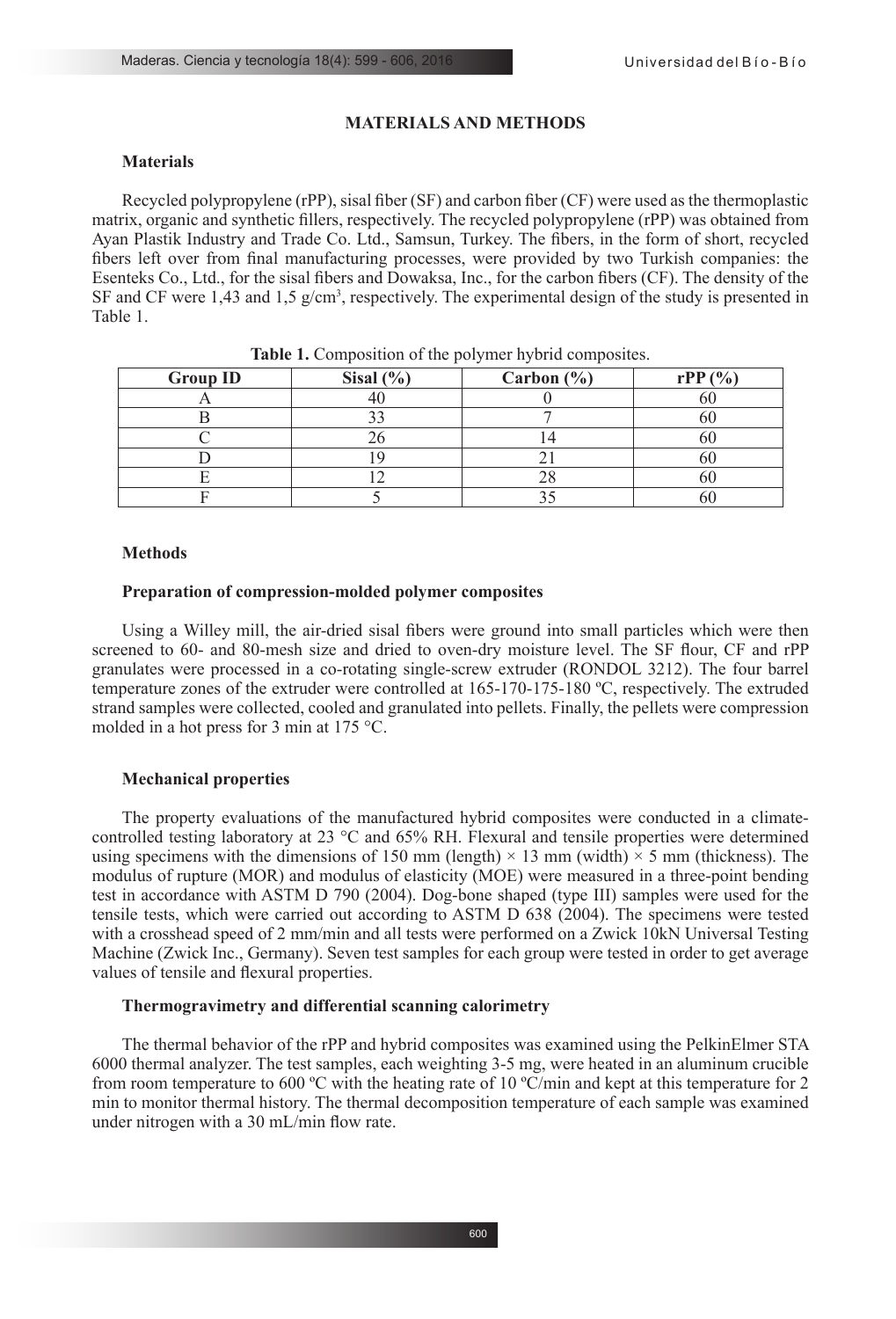## MATERIALS AND METHODS

### Materials

Recycled polypropylene (rPP), sisal fiber (SF) and carbon fiber (CF) were used as the thermoplastic matrix, organic and synthetic fillers, respectively. The recycled polypropylene (rPP) was obtained from Ayan Plastik Industry and Trade Co. Ltd., Samsun, Turkey. The fibers, in the form of short, recycled fibers left over from final manufacturing processes, were provided by two Turkish companies: the Esenteks Co., Ltd., for the sisal fibers and Dowaksa, Inc., for the carbon fibers (CF). The density of the SF and CF were 1,43 and 1,5 g/cm$^3$, respectively. The experimental design of the study is presented in Table 1.

**Table 1.** Composition of the polymer hybrid composites.

| Group ID | Sisal (%) | Carbon (%) | rPP (%) |
|---|---|---|---|
| A | 40 | 0 | 60 |
| B | 33 | 7 | 60 |
| C | 26 | 14 | 60 |
| D | 19 | 21 | 60 |
| E | 12 | 28 | 60 |
| F | 5 | 35 | 60 |

### Methods

#### Preparation of compression-molded polymer composites

Using a Willey mill, the air-dried sisal fibers were ground into small particles which were then screened to 60- and 80-mesh size and dried to oven-dry moisture level. The SF flour, CF and rPP granulates were processed in a co-rotating single-screw extruder (RONDOL 3212). The four barrel temperature zones of the extruder were controlled at 165-170-175-180 ºC, respectively. The extruded strand samples were collected, cooled and granulated into pellets. Finally, the pellets were compression molded in a hot press for 3 min at 175 °C.

#### Mechanical properties

The property evaluations of the manufactured hybrid composites were conducted in a climate-controlled testing laboratory at 23 °C and 65% RH. Flexural and tensile properties were determined using specimens with the dimensions of 150 mm (length) × 13 mm (width) × 5 mm (thickness). The modulus of rupture (MOR) and modulus of elasticity (MOE) were measured in a three-point bending test in accordance with ASTM D 790 (2004). Dog-bone shaped (type III) samples were used for the tensile tests, which were carried out according to ASTM D 638 (2004). The specimens were tested with a crosshead speed of 2 mm/min and all tests were performed on a Zwick 10kN Universal Testing Machine (Zwick Inc., Germany). Seven test samples for each group were tested in order to get average values of tensile and flexural properties.

#### Thermogravimetry and differential scanning calorimetry

The thermal behavior of the rPP and hybrid composites was examined using the PelkinElmer STA 6000 thermal analyzer. The test samples, each weighting 3-5 mg, were heated in an aluminum crucible from room temperature to 600 ºC with the heating rate of 10 ºC/min and kept at this temperature for 2 min to monitor thermal history. The thermal decomposition temperature of each sample was examined under nitrogen with a 30 mL/min flow rate.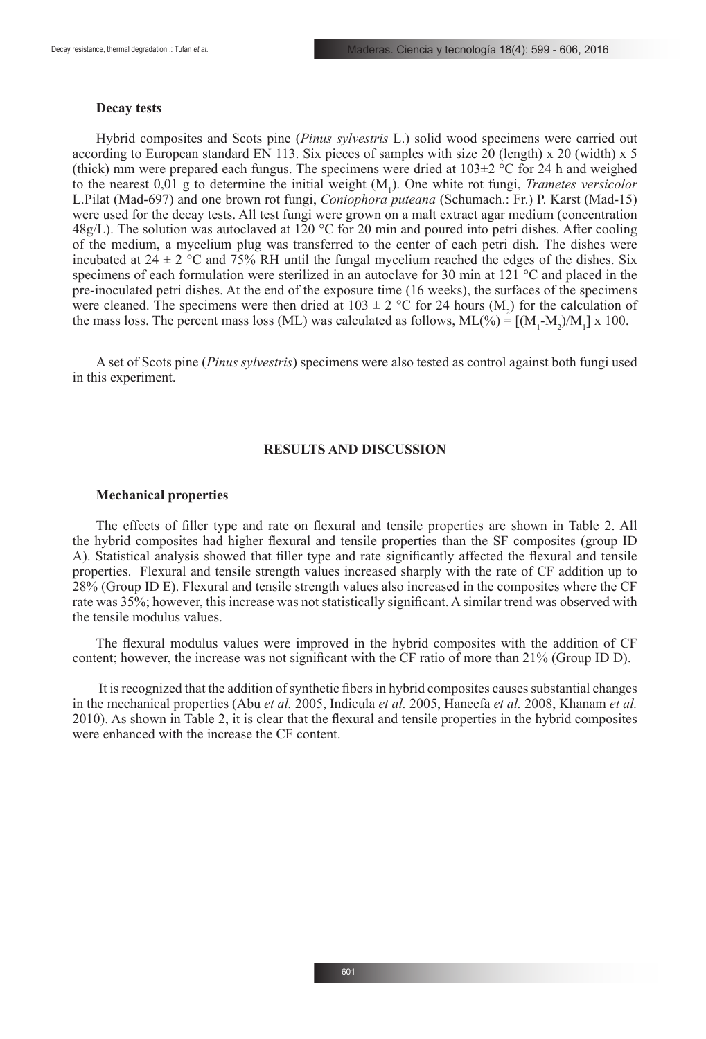### Decay tests

Hybrid composites and Scots pine (*Pinus sylvestris* L.) solid wood specimens were carried out according to European standard EN 113. Six pieces of samples with size 20 (length) x 20 (width) x 5 (thick) mm were prepared each fungus. The specimens were dried at 103±2 °C for 24 h and weighed to the nearest 0,01 g to determine the initial weight ($M_1$). One white rot fungi, *Trametes versicolor* L.Pilat (Mad-697) and one brown rot fungi, *Coniophora puteana* (Schumach.: Fr.) P. Karst (Mad-15) were used for the decay tests. All test fungi were grown on a malt extract agar medium (concentration 48g/L). The solution was autoclaved at 120 °C for 20 min and poured into petri dishes. After cooling of the medium, a mycelium plug was transferred to the center of each petri dish. The dishes were incubated at 24 ± 2 °C and 75% RH until the fungal mycelium reached the edges of the dishes. Six specimens of each formulation were sterilized in an autoclave for 30 min at 121 °C and placed in the pre-inoculated petri dishes. At the end of the exposure time (16 weeks), the surfaces of the specimens were cleaned. The specimens were then dried at 103 ± 2 °C for 24 hours ($M_2$) for the calculation of the mass loss. The percent mass loss (ML) was calculated as follows, $ML(\%) = [(M_1-M_2)/M_1] \times 100$.

A set of Scots pine (*Pinus sylvestris*) specimens were also tested as control against both fungi used in this experiment.

## RESULTS AND DISCUSSION

### Mechanical properties

The effects of filler type and rate on flexural and tensile properties are shown in Table 2. All the hybrid composites had higher flexural and tensile properties than the SF composites (group ID A). Statistical analysis showed that filler type and rate significantly affected the flexural and tensile properties. Flexural and tensile strength values increased sharply with the rate of CF addition up to 28% (Group ID E). Flexural and tensile strength values also increased in the composites where the CF rate was 35%; however, this increase was not statistically significant. A similar trend was observed with the tensile modulus values.

The flexural modulus values were improved in the hybrid composites with the addition of CF content; however, the increase was not significant with the CF ratio of more than 21% (Group ID D).

It is recognized that the addition of synthetic fibers in hybrid composites causes substantial changes in the mechanical properties (Abu *et al.* 2005, Indicula *et al.* 2005, Haneefa *et al.* 2008, Khanam *et al.* 2010). As shown in Table 2, it is clear that the flexural and tensile properties in the hybrid composites were enhanced with the increase the CF content.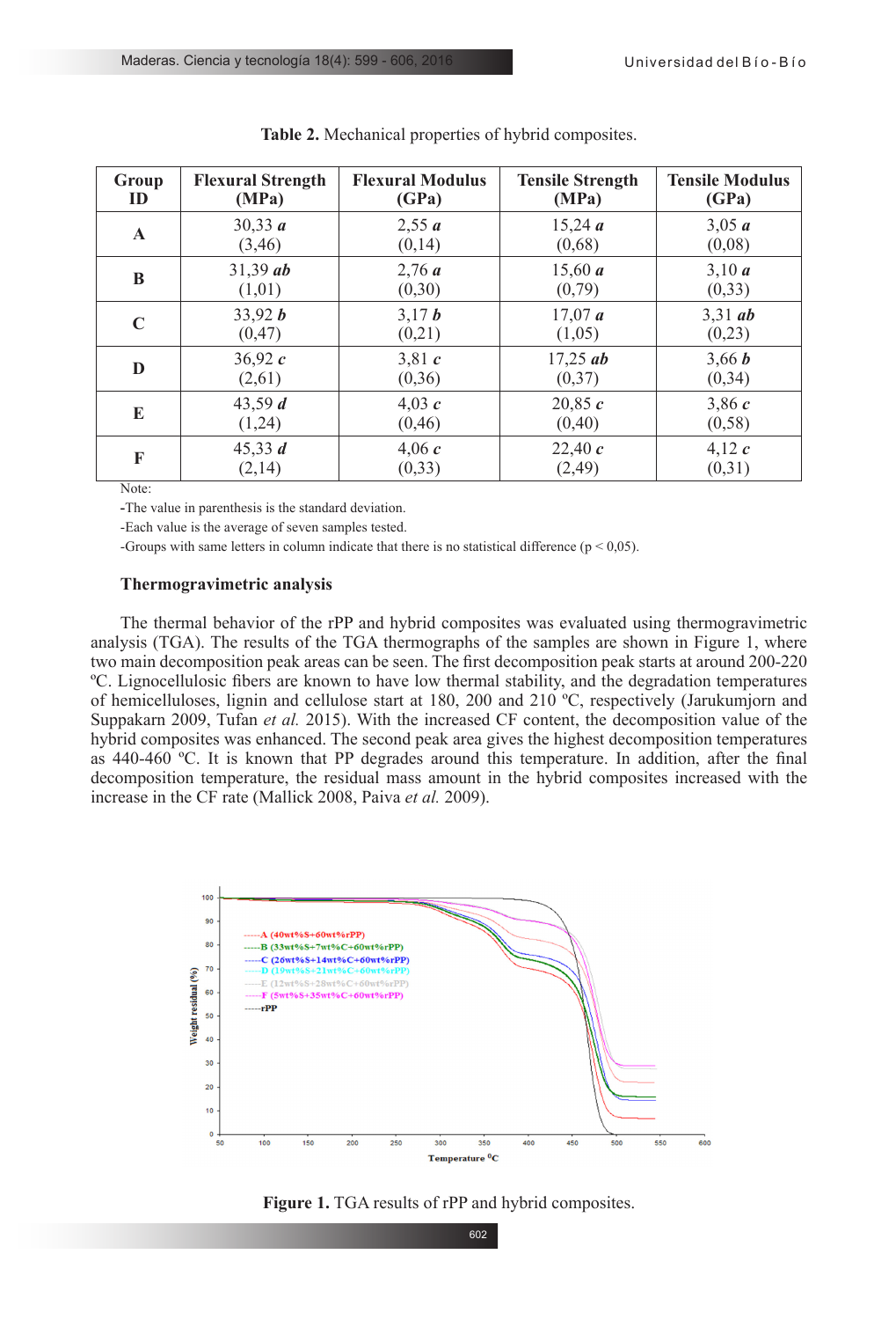**Table 2.** Mechanical properties of hybrid composites.

| Group ID | Flexural Strength (MPa) | Flexural Modulus (GPa) | Tensile Strength (MPa) | Tensile Modulus (GPa) |
|---|---|---|---|---|
| **A** | 30,33 ***a*** (3,46) | 2,55 ***a*** (0,14) | 15,24 ***a*** (0,68) | 3,05 ***a*** (0,08) |
| **B** | 31,39 ***ab*** (1,01) | 2,76 ***a*** (0,30) | 15,60 ***a*** (0,79) | 3,10 ***a*** (0,33) |
| **C** | 33,92 ***b*** (0,47) | 3,17 ***b*** (0,21) | 17,07 ***a*** (1,05) | 3,31 ***ab*** (0,23) |
| **D** | 36,92 ***c*** (2,61) | 3,81 ***c*** (0,36) | 17,25 ***ab*** (0,37) | 3,66 ***b*** (0,34) |
| **E** | 43,59 ***d*** (1,24) | 4,03 ***c*** (0,46) | 20,85 ***c*** (0,40) | 3,86 ***c*** (0,58) |
| **F** | 45,33 ***d*** (2,14) | 4,06 ***c*** (0,33) | 22,40 ***c*** (2,49) | 4,12 ***c*** (0,31) |

Note:

**-**The value in parenthesis is the standard deviation.

-Each value is the average of seven samples tested.

-Groups with same letters in column indicate that there is no statistical difference ($p < 0,05$).

### Thermogravimetric analysis

The thermal behavior of the rPP and hybrid composites was evaluated using thermogravimetric analysis (TGA). The results of the TGA thermographs of the samples are shown in Figure 1, where two main decomposition peak areas can be seen. The first decomposition peak starts at around 200-220 ºC. Lignocellulosic fibers are known to have low thermal stability, and the degradation temperatures of hemicelluloses, lignin and cellulose start at 180, 200 and 210 ºC, respectively (Jarukumjorn and Suppakarn 2009, Tufan *et al.* 2015). With the increased CF content, the decomposition value of the hybrid composites was enhanced. The second peak area gives the highest decomposition temperatures as 440-460 ºC. It is known that PP degrades around this temperature. In addition, after the final decomposition temperature, the residual mass amount in the hybrid composites increased with the increase in the CF rate (Mallick 2008, Paiva *et al.* 2009).

**Figure 1.** TGA results of rPP and hybrid composites.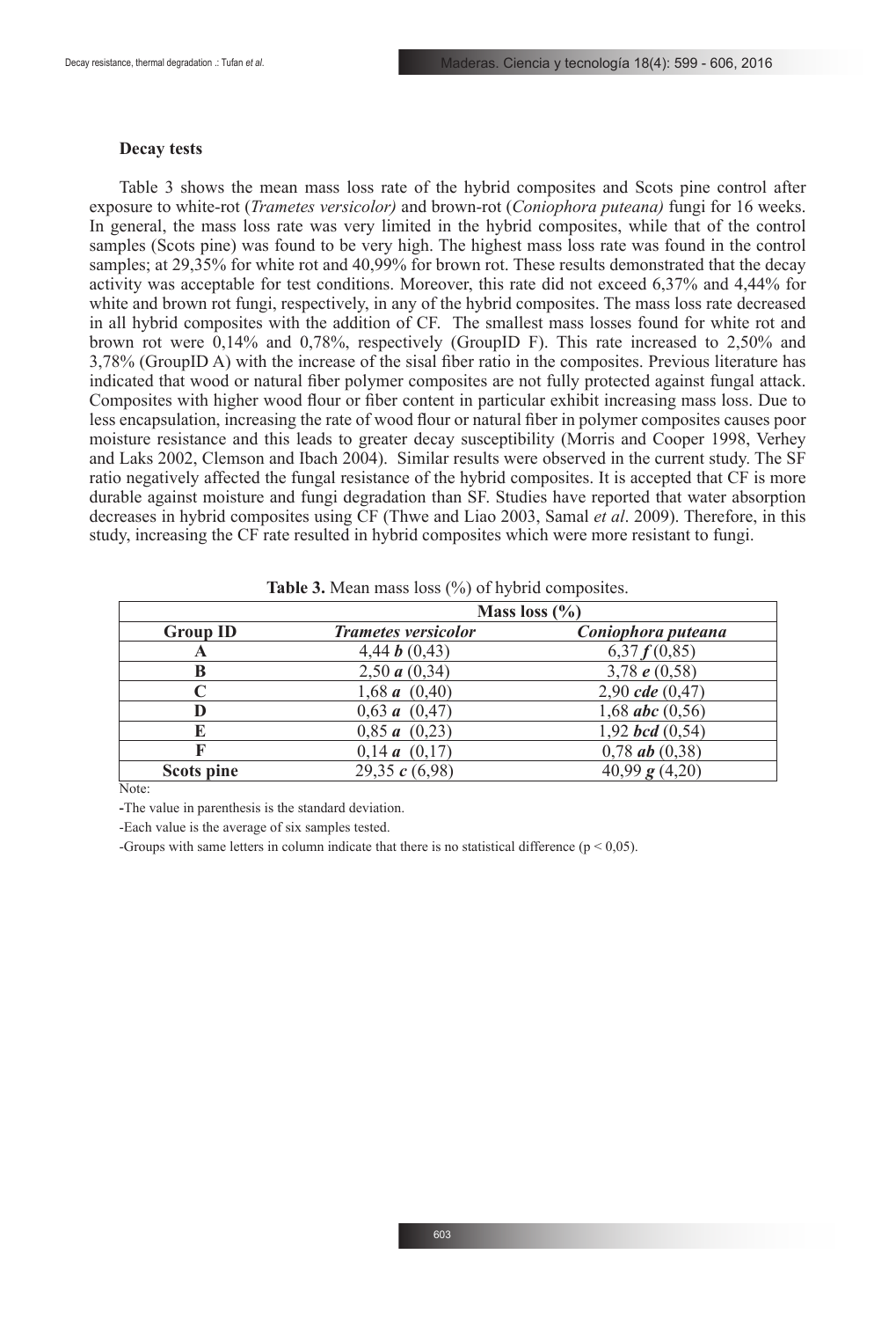### Decay tests

Table 3 shows the mean mass loss rate of the hybrid composites and Scots pine control after exposure to white-rot (*Trametes versicolor)* and brown-rot (*Coniophora puteana)* fungi for 16 weeks. In general, the mass loss rate was very limited in the hybrid composites, while that of the control samples (Scots pine) was found to be very high. The highest mass loss rate was found in the control samples; at 29,35% for white rot and 40,99% for brown rot. These results demonstrated that the decay activity was acceptable for test conditions. Moreover, this rate did not exceed 6,37% and 4,44% for white and brown rot fungi, respectively, in any of the hybrid composites. The mass loss rate decreased in all hybrid composites with the addition of CF. The smallest mass losses found for white rot and brown rot were 0,14% and 0,78%, respectively (GroupID F). This rate increased to 2,50% and 3,78% (GroupID A) with the increase of the sisal fiber ratio in the composites. Previous literature has indicated that wood or natural fiber polymer composites are not fully protected against fungal attack. Composites with higher wood flour or fiber content in particular exhibit increasing mass loss. Due to less encapsulation, increasing the rate of wood flour or natural fiber in polymer composites causes poor moisture resistance and this leads to greater decay susceptibility (Morris and Cooper 1998, Verhey and Laks 2002, Clemson and Ibach 2004). Similar results were observed in the current study. The SF ratio negatively affected the fungal resistance of the hybrid composites. It is accepted that CF is more durable against moisture and fungi degradation than SF. Studies have reported that water absorption decreases in hybrid composites using CF (Thwe and Liao 2003, Samal *et al*. 2009). Therefore, in this study, increasing the CF rate resulted in hybrid composites which were more resistant to fungi.

**Table 3.** Mean mass loss (%) of hybrid composites.

| | **Mass loss (%)** | |
|---|---|---|
| **Group ID** | ***Trametes versicolor*** | ***Coniophora puteana*** |
| **A** | 4,44 ***b*** (0,43) | 6,37 ***f*** (0,85) |
| **B** | 2,50 ***a*** (0,34) | 3,78 ***e*** (0,58) |
| **C** | 1,68 ***a*** (0,40) | 2,90 ***cde*** (0,47) |
| **D** | 0,63 ***a*** (0,47) | 1,68 ***abc*** (0,56) |
| **E** | 0,85 ***a*** (0,23) | 1,92 ***bcd*** (0,54) |
| **F** | 0,14 ***a*** (0,17) | 0,78 ***ab*** (0,38) |
| **Scots pine** | 29,35 ***c*** (6,98) | 40,99 ***g*** (4,20) |

Note:

-The value in parenthesis is the standard deviation.

-Each value is the average of six samples tested.

-Groups with same letters in column indicate that there is no statistical difference ($p < 0,05$).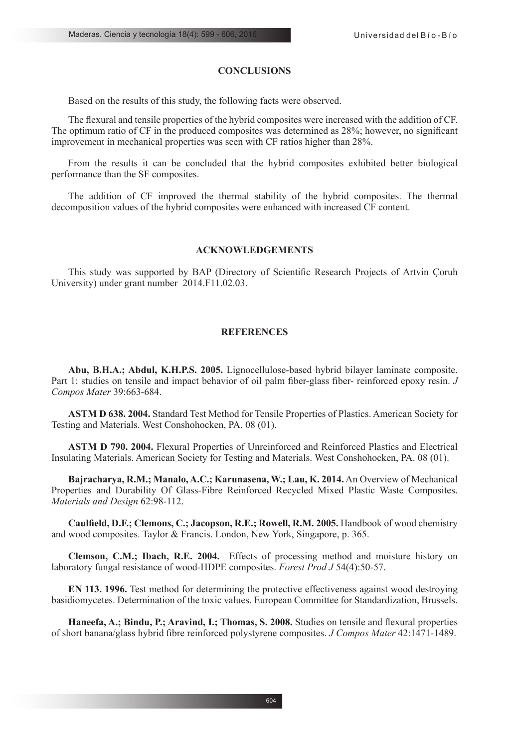## CONCLUSIONS

Based on the results of this study, the following facts were observed.

The flexural and tensile properties of the hybrid composites were increased with the addition of CF. The optimum ratio of CF in the produced composites was determined as 28%; however, no significant improvement in mechanical properties was seen with CF ratios higher than 28%.

From the results it can be concluded that the hybrid composites exhibited better biological performance than the SF composites.

The addition of CF improved the thermal stability of the hybrid composites. The thermal decomposition values of the hybrid composites were enhanced with increased CF content.

## ACKNOWLEDGEMENTS

This study was supported by BAP (Directory of Scientific Research Projects of Artvin Çoruh University) under grant number 2014.F11.02.03.

## REFERENCES

**Abu, B.H.A.; Abdul, K.H.P.S. 2005.** Lignocellulose-based hybrid bilayer laminate composite. Part 1: studies on tensile and impact behavior of oil palm fiber-glass fiber- reinforced epoxy resin. *J Compos Mater* 39:663-684.

**ASTM D 638. 2004.** Standard Test Method for Tensile Properties of Plastics. American Society for Testing and Materials. West Conshohocken, PA. 08 (01).

**ASTM D 790. 2004.** Flexural Properties of Unreinforced and Reinforced Plastics and Electrical Insulating Materials. American Society for Testing and Materials. West Conshohocken, PA. 08 (01).

**Bajracharya, R.M.; Manalo, A.C.; Karunasena, W.; Lau, K. 2014.** An Overview of Mechanical Properties and Durability Of Glass-Fibre Reinforced Recycled Mixed Plastic Waste Composites. *Materials and Design* 62:98-112.

**Caulfield, D.F.; Clemons, C.; Jacopson, R.E.; Rowell, R.M. 2005.** Handbook of wood chemistry and wood composites. Taylor & Francis. London, New York, Singapore, p. 365.

**Clemson, C.M.; Ibach, R.E. 2004.** Effects of processing method and moisture history on laboratory fungal resistance of wood-HDPE composites. *Forest Prod J* 54(4):50-57.

**EN 113. 1996.** Test method for determining the protective effectiveness against wood destroying basidiomycetes. Determination of the toxic values. European Committee for Standardization, Brussels.

**Haneefa, A.; Bindu, P.; Aravind, I.; Thomas, S. 2008.** Studies on tensile and flexural properties of short banana/glass hybrid fibre reinforced polystyrene composites. *J Compos Mater* 42:1471-1489.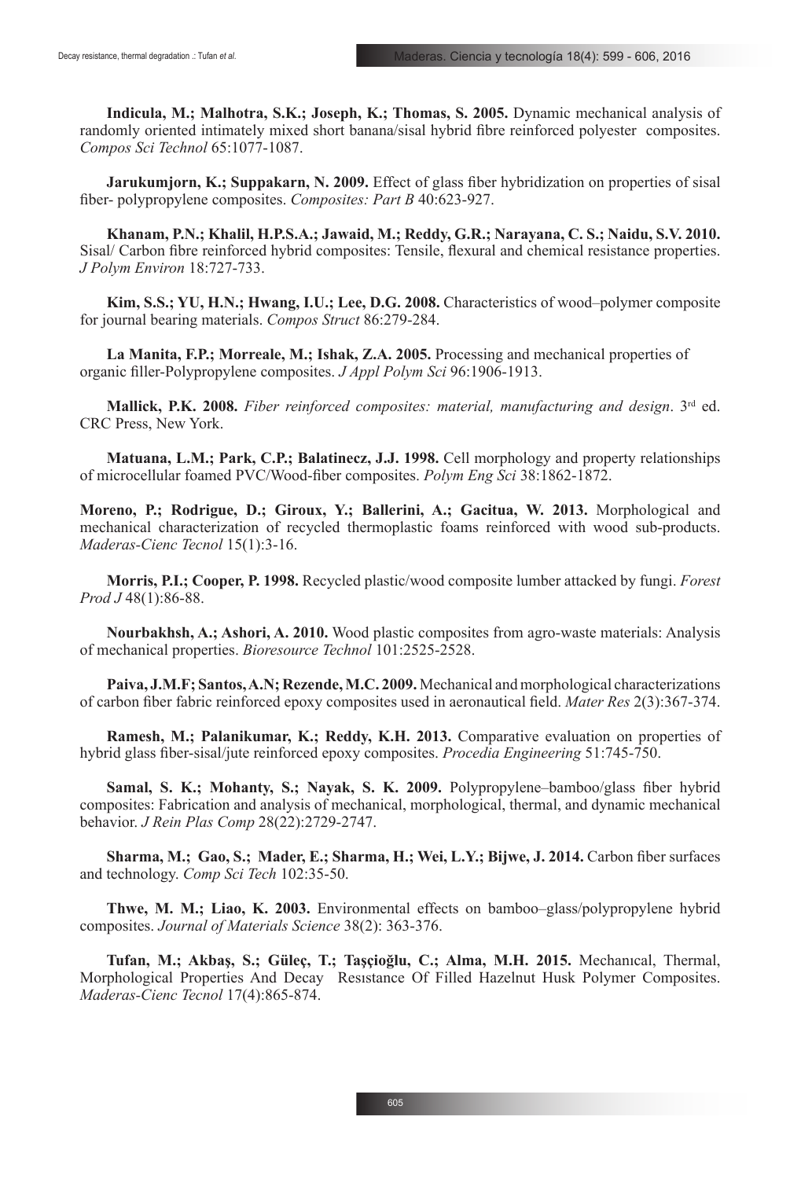**Indicula, M.; Malhotra, S.K.; Joseph, K.; Thomas, S. 2005.** Dynamic mechanical analysis of randomly oriented intimately mixed short banana/sisal hybrid fibre reinforced polyester composites. *Compos Sci Technol* 65:1077-1087.

**Jarukumjorn, K.; Suppakarn, N. 2009.** Effect of glass fiber hybridization on properties of sisal fiber- polypropylene composites. *Composites: Part B* 40:623-927.

**Khanam, P.N.; Khalil, H.P.S.A.; Jawaid, M.; Reddy, G.R.; Narayana, C. S.; Naidu, S.V. 2010.** Sisal/ Carbon fibre reinforced hybrid composites: Tensile, flexural and chemical resistance properties. *J Polym Environ* 18:727-733.

**Kim, S.S.; YU, H.N.; Hwang, I.U.; Lee, D.G. 2008.** Characteristics of wood–polymer composite for journal bearing materials. *Compos Struct* 86:279-284.

**La Manita, F.P.; Morreale, M.; Ishak, Z.A. 2005.** Processing and mechanical properties of organic filler-Polypropylene composites. *J Appl Polym Sci* 96:1906-1913.

**Mallick, P.K. 2008.** *Fiber reinforced composites: material, manufacturing and design*. 3rd ed. CRC Press, New York.

**Matuana, L.M.; Park, C.P.; Balatinecz, J.J. 1998.** Cell morphology and property relationships of microcellular foamed PVC/Wood-fiber composites. *Polym Eng Sci* 38:1862-1872.

**Moreno, P.; Rodrigue, D.; Giroux, Y.; Ballerini, A.; Gacitua, W. 2013.** Morphological and mechanical characterization of recycled thermoplastic foams reinforced with wood sub-products. *Maderas-Cienc Tecnol* 15(1):3-16.

**Morris, P.I.; Cooper, P. 1998.** Recycled plastic/wood composite lumber attacked by fungi. *Forest Prod J* 48(1):86-88.

**Nourbakhsh, A.; Ashori, A. 2010.** Wood plastic composites from agro-waste materials: Analysis of mechanical properties. *Bioresource Technol* 101:2525-2528.

**Paiva, J.M.F; Santos, A.N; Rezende, M.C. 2009.** Mechanical and morphological characterizations of carbon fiber fabric reinforced epoxy composites used in aeronautical field. *Mater Res* 2(3):367-374.

**Ramesh, M.; Palanikumar, K.; Reddy, K.H. 2013.** Comparative evaluation on properties of hybrid glass fiber-sisal/jute reinforced epoxy composites. *Procedia Engineering* 51:745-750.

**Samal, S. K.; Mohanty, S.; Nayak, S. K. 2009.** Polypropylene–bamboo/glass fiber hybrid composites: Fabrication and analysis of mechanical, morphological, thermal, and dynamic mechanical behavior. *J Rein Plas Comp* 28(22):2729-2747.

**Sharma, M.; Gao, S.; Mader, E.; Sharma, H.; Wei, L.Y.; Bijwe, J. 2014.** Carbon fiber surfaces and technology. *Comp Sci Tech* 102:35-50.

**Thwe, M. M.; Liao, K. 2003.** Environmental effects on bamboo–glass/polypropylene hybrid composites. *Journal of Materials Science* 38(2): 363-376.

**Tufan, M.; Akbaş, S.; Güleç, T.; Taşçioğlu, C.; Alma, M.H. 2015.** Mechanıcal, Thermal, Morphological Properties And Decay Resıstance Of Filled Hazelnut Husk Polymer Composites. *Maderas-Cienc Tecnol* 17(4):865-874.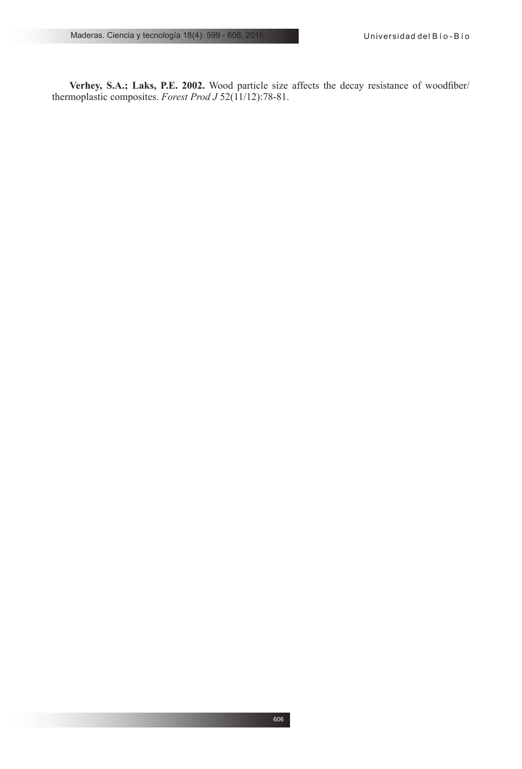**Verhey, S.A.; Laks, P.E. 2002.** Wood particle size affects the decay resistance of woodfiber/thermoplastic composites. *Forest Prod J* 52(11/12):78-81.